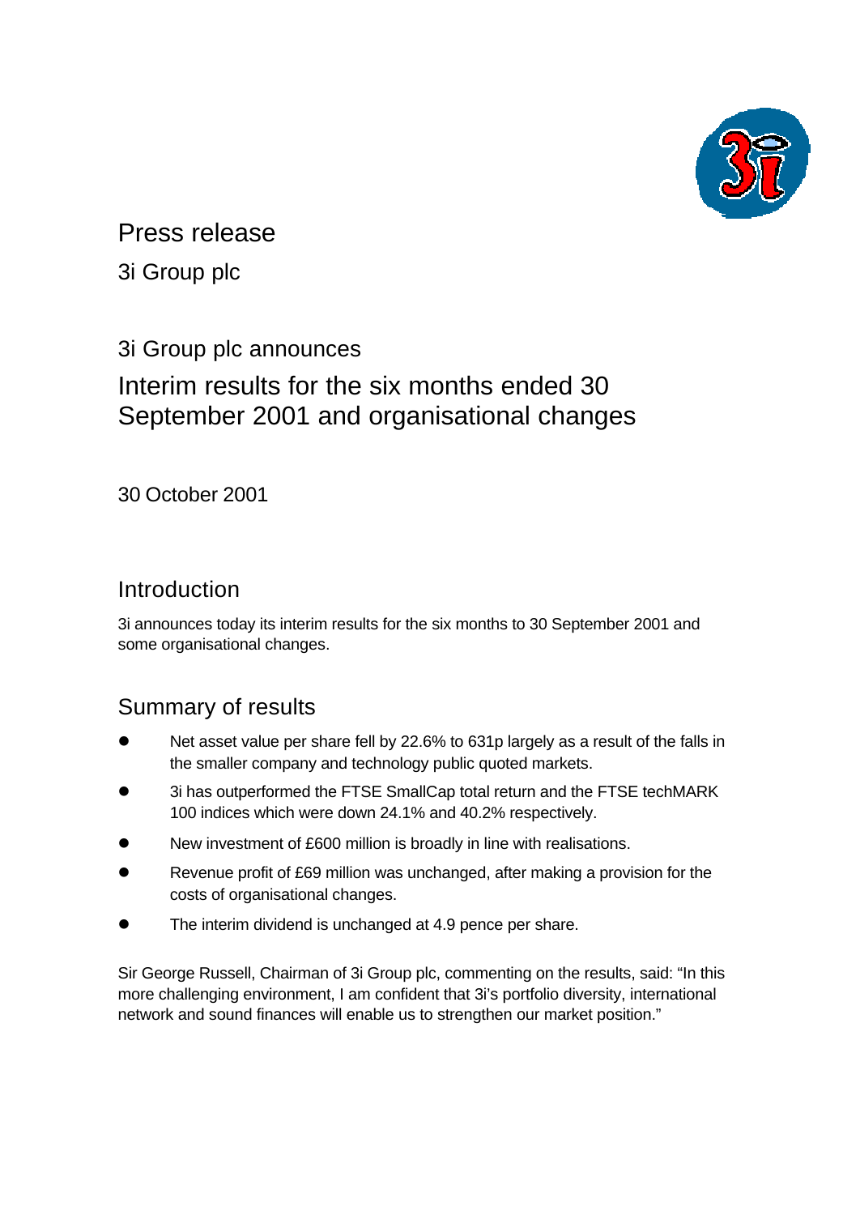# Press release

3i Group plc

## 3i Group plc announces

# Interim results for the six months ended 30 September 2001 and organisational changes

30 October 2001

## Introduction

3i announces today its interim results for the six months to 30 September 2001 and some organisational changes.

## Summary of results

- Net asset value per share fell by 22.6% to 631p largely as a result of the falls in the smaller company and technology public quoted markets.
- 3i has outperformed the FTSE SmallCap total return and the FTSE techMARK 100 indices which were down 24.1% and 40.2% respectively.
- New investment of £600 million is broadly in line with realisations.
- Revenue profit of £69 million was unchanged, after making a provision for the costs of organisational changes.
- The interim dividend is unchanged at 4.9 pence per share.

Sir George Russell, Chairman of 3i Group plc, commenting on the results, said: "In this more challenging environment, I am confident that 3i's portfolio diversity, international network and sound finances will enable us to strengthen our market position."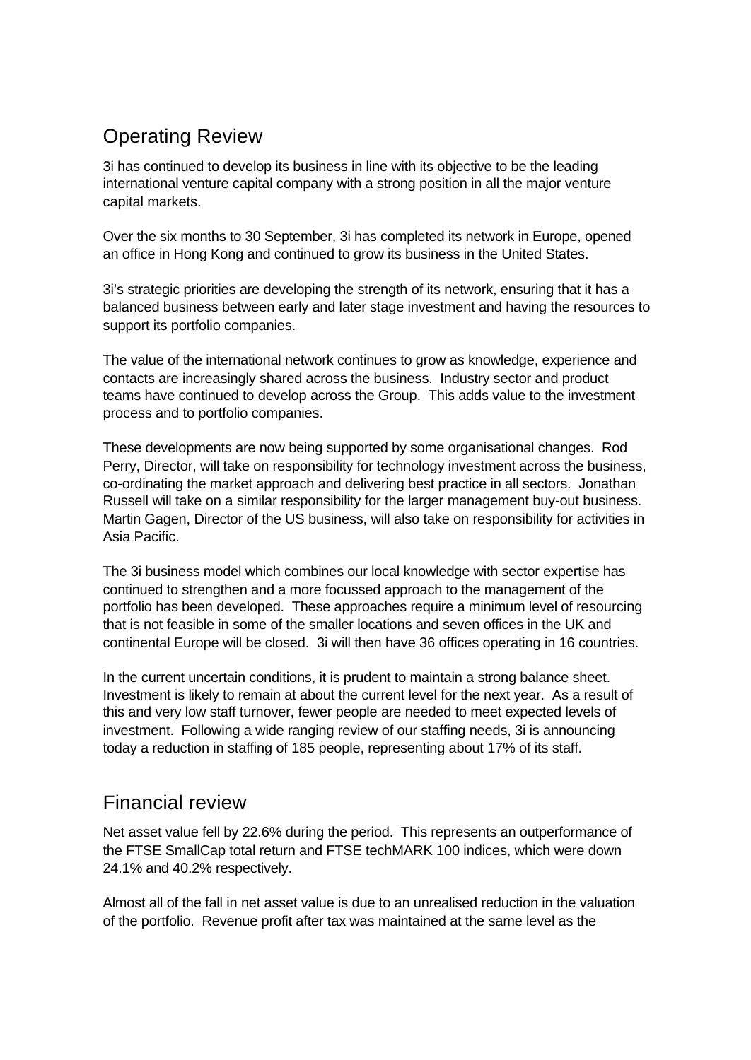## Operating Review

3i has continued to develop its business in line with its objective to be the leading international venture capital company with a strong position in all the major venture capital markets.

Over the six months to 30 September, 3i has completed its network in Europe, opened an office in Hong Kong and continued to grow its business in the United States.

3i's strategic priorities are developing the strength of its network, ensuring that it has a balanced business between early and later stage investment and having the resources to support its portfolio companies.

The value of the international network continues to grow as knowledge, experience and contacts are increasingly shared across the business. Industry sector and product teams have continued to develop across the Group. This adds value to the investment process and to portfolio companies.

These developments are now being supported by some organisational changes. Rod Perry, Director, will take on responsibility for technology investment across the business, co-ordinating the market approach and delivering best practice in all sectors. Jonathan Russell will take on a similar responsibility for the larger management buy-out business. Martin Gagen, Director of the US business, will also take on responsibility for activities in Asia Pacific.

The 3i business model which combines our local knowledge with sector expertise has continued to strengthen and a more focussed approach to the management of the portfolio has been developed. These approaches require a minimum level of resourcing that is not feasible in some of the smaller locations and seven offices in the UK and continental Europe will be closed. 3i will then have 36 offices operating in 16 countries.

In the current uncertain conditions, it is prudent to maintain a strong balance sheet. Investment is likely to remain at about the current level for the next year. As a result of this and very low staff turnover, fewer people are needed to meet expected levels of investment. Following a wide ranging review of our staffing needs, 3i is announcing today a reduction in staffing of 185 people, representing about 17% of its staff.

## Financial review

Net asset value fell by 22.6% during the period. This represents an outperformance of the FTSE SmallCap total return and FTSE techMARK 100 indices, which were down 24.1% and 40.2% respectively.

Almost all of the fall in net asset value is due to an unrealised reduction in the valuation of the portfolio. Revenue profit after tax was maintained at the same level as the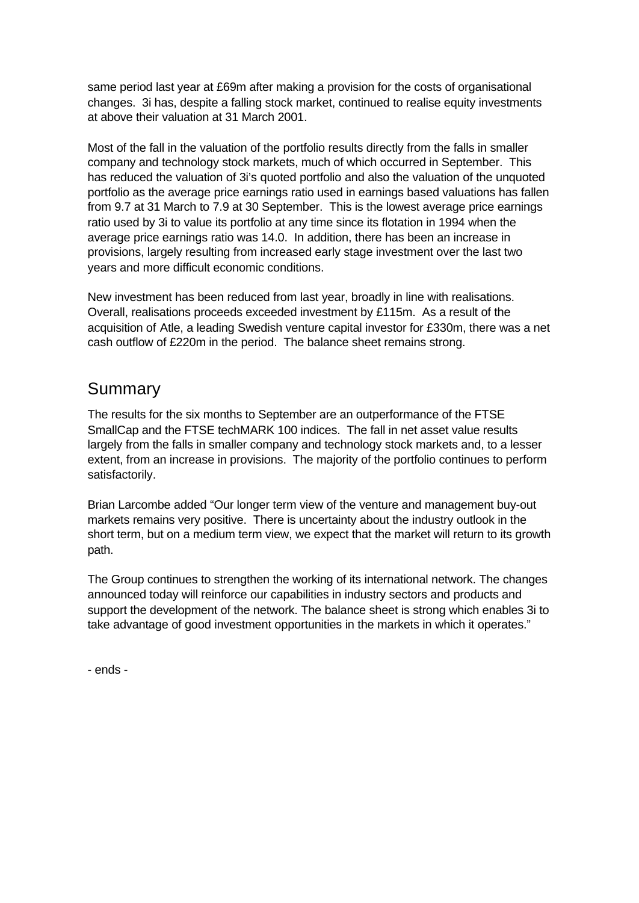same period last year at £69m after making a provision for the costs of organisational changes. 3i has, despite a falling stock market, continued to realise equity investments at above their valuation at 31 March 2001.

Most of the fall in the valuation of the portfolio results directly from the falls in smaller company and technology stock markets, much of which occurred in September. This has reduced the valuation of 3i's quoted portfolio and also the valuation of the unquoted portfolio as the average price earnings ratio used in earnings based valuations has fallen from 9.7 at 31 March to 7.9 at 30 September. This is the lowest average price earnings ratio used by 3i to value its portfolio at any time since its flotation in 1994 when the average price earnings ratio was 14.0. In addition, there has been an increase in provisions, largely resulting from increased early stage investment over the last two years and more difficult economic conditions.

New investment has been reduced from last year, broadly in line with realisations. Overall, realisations proceeds exceeded investment by £115m. As a result of the acquisition of Atle, a leading Swedish venture capital investor for £330m, there was a net cash outflow of £220m in the period. The balance sheet remains strong.

## Summary

The results for the six months to September are an outperformance of the FTSE SmallCap and the FTSE techMARK 100 indices. The fall in net asset value results largely from the falls in smaller company and technology stock markets and, to a lesser extent, from an increase in provisions. The majority of the portfolio continues to perform satisfactorily.

Brian Larcombe added "Our longer term view of the venture and management buy-out markets remains very positive. There is uncertainty about the industry outlook in the short term, but on a medium term view, we expect that the market will return to its growth path.

The Group continues to strengthen the working of its international network. The changes announced today will reinforce our capabilities in industry sectors and products and support the development of the network. The balance sheet is strong which enables 3i to take advantage of good investment opportunities in the markets in which it operates."

- ends -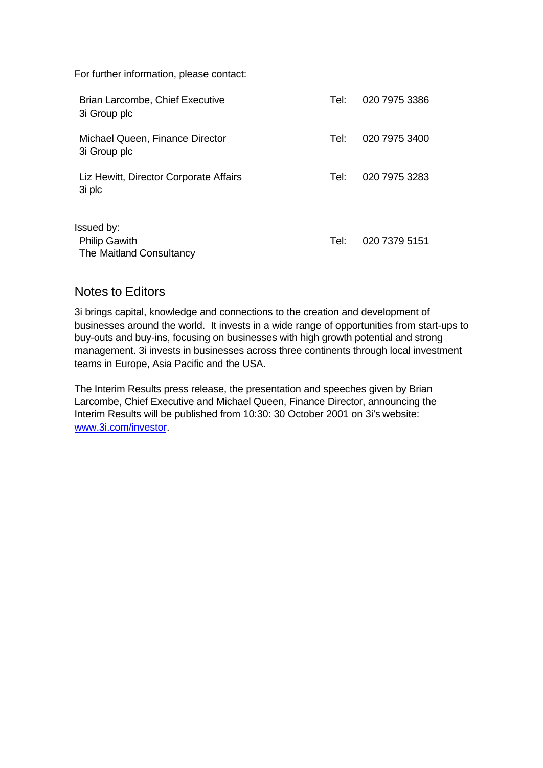For further information, please contact:

| | | |
|---|---|---|
| Brian Larcombe, Chief Executive<br>3i Group plc | Tel: | 020 7975 3386 |
| Michael Queen, Finance Director<br>3i Group plc | Tel: | 020 7975 3400 |
| Liz Hewitt, Director Corporate Affairs<br>3i plc | Tel: | 020 7975 3283 |

Issued by:

| | | |
|---|---|---|
| Philip Gawith<br>The Maitland Consultancy | Tel: | 020 7379 5151 |

## Notes to Editors

3i brings capital, knowledge and connections to the creation and development of businesses around the world. It invests in a wide range of opportunities from start-ups to buy-outs and buy-ins, focusing on businesses with high growth potential and strong management. 3i invests in businesses across three continents through local investment teams in Europe, Asia Pacific and the USA.

The Interim Results press release, the presentation and speeches given by Brian Larcombe, Chief Executive and Michael Queen, Finance Director, announcing the Interim Results will be published from 10:30: 30 October 2001 on 3i's website: www.3i.com/investor.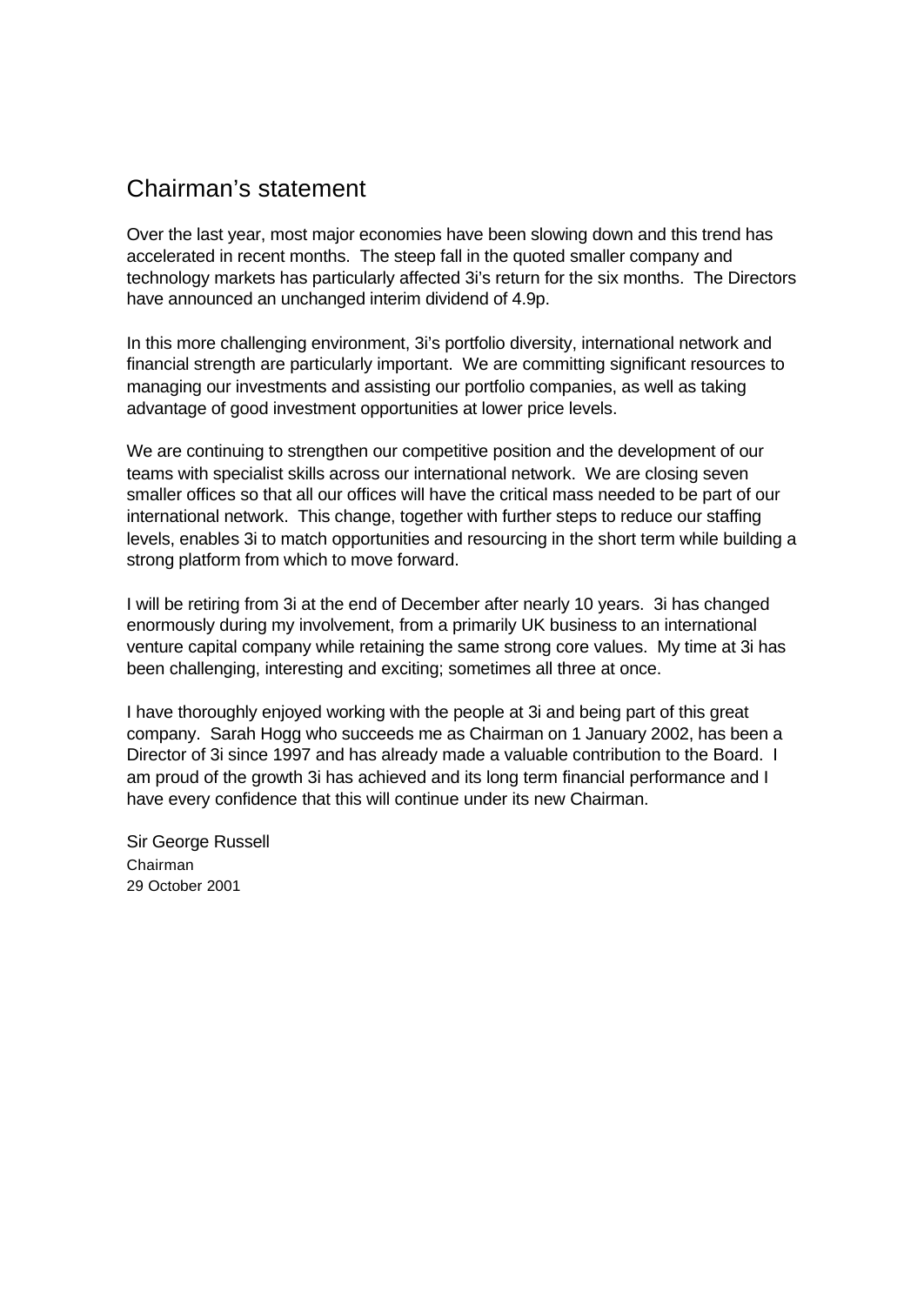# Chairman's statement

Over the last year, most major economies have been slowing down and this trend has accelerated in recent months. The steep fall in the quoted smaller company and technology markets has particularly affected 3i's return for the six months. The Directors have announced an unchanged interim dividend of 4.9p.

In this more challenging environment, 3i's portfolio diversity, international network and financial strength are particularly important. We are committing significant resources to managing our investments and assisting our portfolio companies, as well as taking advantage of good investment opportunities at lower price levels.

We are continuing to strengthen our competitive position and the development of our teams with specialist skills across our international network. We are closing seven smaller offices so that all our offices will have the critical mass needed to be part of our international network. This change, together with further steps to reduce our staffing levels, enables 3i to match opportunities and resourcing in the short term while building a strong platform from which to move forward.

I will be retiring from 3i at the end of December after nearly 10 years. 3i has changed enormously during my involvement, from a primarily UK business to an international venture capital company while retaining the same strong core values. My time at 3i has been challenging, interesting and exciting; sometimes all three at once.

I have thoroughly enjoyed working with the people at 3i and being part of this great company. Sarah Hogg who succeeds me as Chairman on 1 January 2002, has been a Director of 3i since 1997 and has already made a valuable contribution to the Board. I am proud of the growth 3i has achieved and its long term financial performance and I have every confidence that this will continue under its new Chairman.

Sir George Russell  
Chairman  
29 October 2001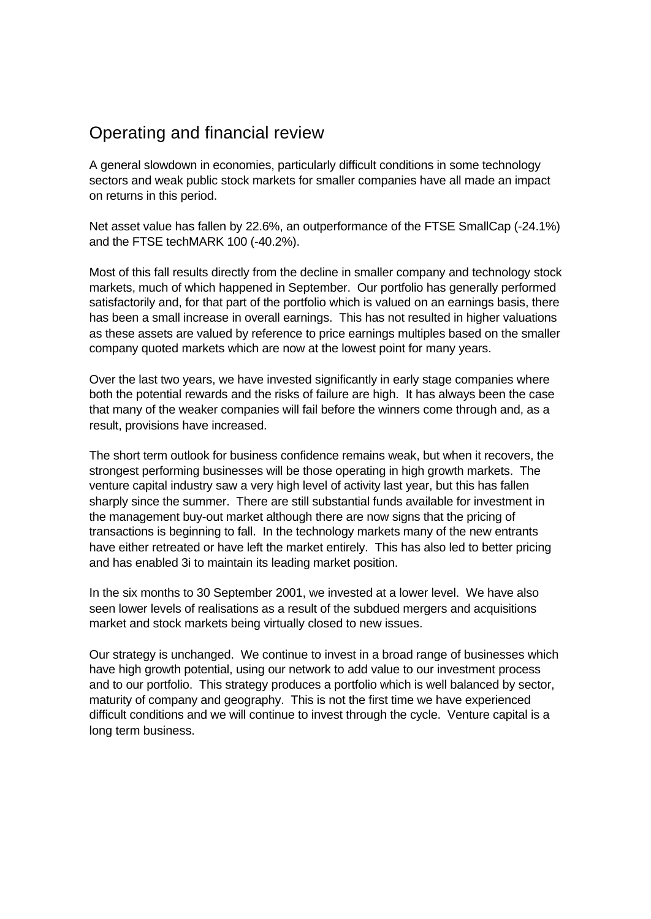# Operating and financial review

A general slowdown in economies, particularly difficult conditions in some technology sectors and weak public stock markets for smaller companies have all made an impact on returns in this period.

Net asset value has fallen by 22.6%, an outperformance of the FTSE SmallCap (-24.1%) and the FTSE techMARK 100 (-40.2%).

Most of this fall results directly from the decline in smaller company and technology stock markets, much of which happened in September. Our portfolio has generally performed satisfactorily and, for that part of the portfolio which is valued on an earnings basis, there has been a small increase in overall earnings. This has not resulted in higher valuations as these assets are valued by reference to price earnings multiples based on the smaller company quoted markets which are now at the lowest point for many years.

Over the last two years, we have invested significantly in early stage companies where both the potential rewards and the risks of failure are high. It has always been the case that many of the weaker companies will fail before the winners come through and, as a result, provisions have increased.

The short term outlook for business confidence remains weak, but when it recovers, the strongest performing businesses will be those operating in high growth markets. The venture capital industry saw a very high level of activity last year, but this has fallen sharply since the summer. There are still substantial funds available for investment in the management buy-out market although there are now signs that the pricing of transactions is beginning to fall. In the technology markets many of the new entrants have either retreated or have left the market entirely. This has also led to better pricing and has enabled 3i to maintain its leading market position.

In the six months to 30 September 2001, we invested at a lower level. We have also seen lower levels of realisations as a result of the subdued mergers and acquisitions market and stock markets being virtually closed to new issues.

Our strategy is unchanged. We continue to invest in a broad range of businesses which have high growth potential, using our network to add value to our investment process and to our portfolio. This strategy produces a portfolio which is well balanced by sector, maturity of company and geography. This is not the first time we have experienced difficult conditions and we will continue to invest through the cycle. Venture capital is a long term business.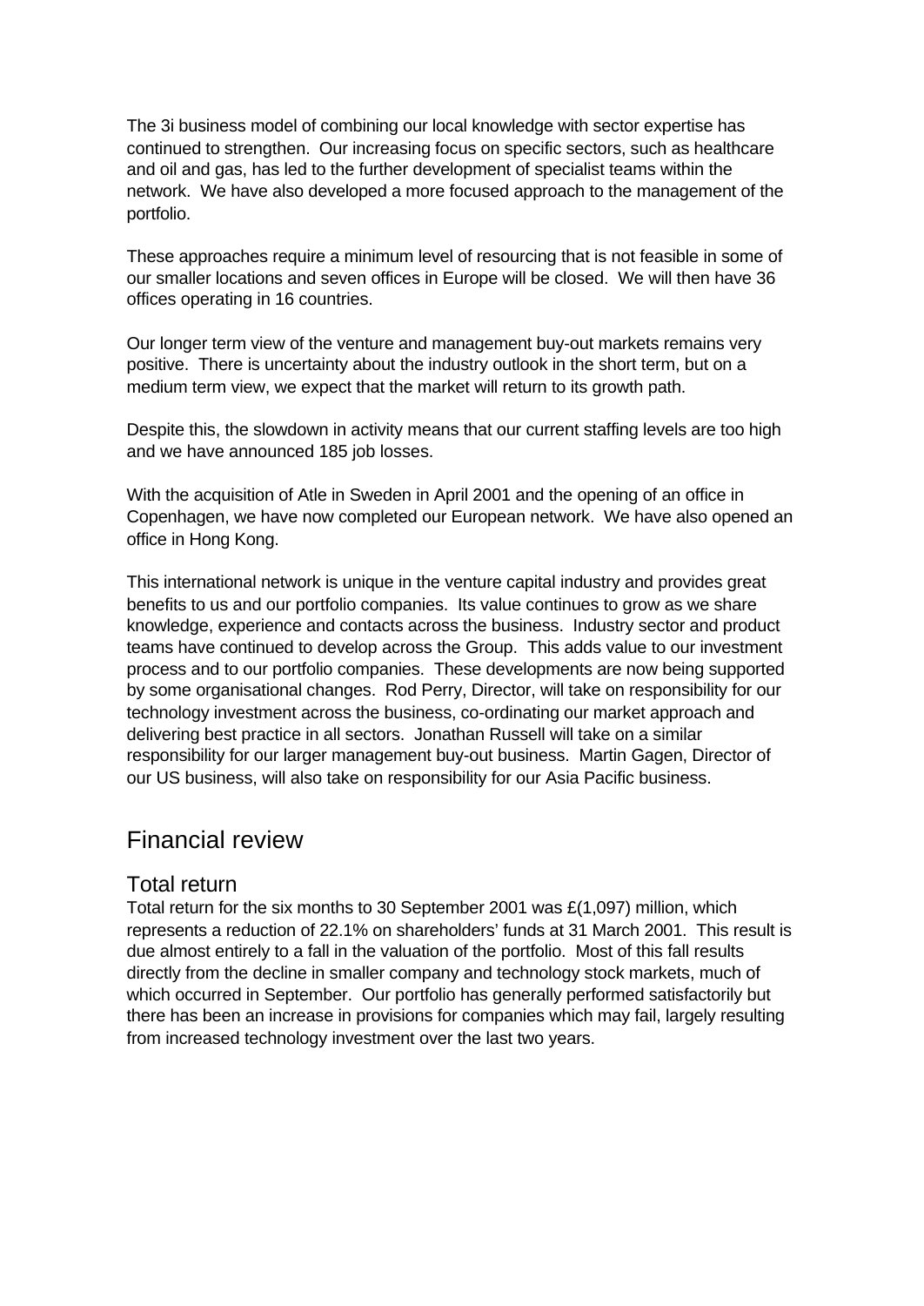The 3i business model of combining our local knowledge with sector expertise has continued to strengthen. Our increasing focus on specific sectors, such as healthcare and oil and gas, has led to the further development of specialist teams within the network. We have also developed a more focused approach to the management of the portfolio.

These approaches require a minimum level of resourcing that is not feasible in some of our smaller locations and seven offices in Europe will be closed. We will then have 36 offices operating in 16 countries.

Our longer term view of the venture and management buy-out markets remains very positive. There is uncertainty about the industry outlook in the short term, but on a medium term view, we expect that the market will return to its growth path.

Despite this, the slowdown in activity means that our current staffing levels are too high and we have announced 185 job losses.

With the acquisition of Atle in Sweden in April 2001 and the opening of an office in Copenhagen, we have now completed our European network. We have also opened an office in Hong Kong.

This international network is unique in the venture capital industry and provides great benefits to us and our portfolio companies. Its value continues to grow as we share knowledge, experience and contacts across the business. Industry sector and product teams have continued to develop across the Group. This adds value to our investment process and to our portfolio companies. These developments are now being supported by some organisational changes. Rod Perry, Director, will take on responsibility for our technology investment across the business, co-ordinating our market approach and delivering best practice in all sectors. Jonathan Russell will take on a similar responsibility for our larger management buy-out business. Martin Gagen, Director of our US business, will also take on responsibility for our Asia Pacific business.

# Financial review

## Total return

Total return for the six months to 30 September 2001 was £(1,097) million, which represents a reduction of 22.1% on shareholders' funds at 31 March 2001. This result is due almost entirely to a fall in the valuation of the portfolio. Most of this fall results directly from the decline in smaller company and technology stock markets, much of which occurred in September. Our portfolio has generally performed satisfactorily but there has been an increase in provisions for companies which may fail, largely resulting from increased technology investment over the last two years.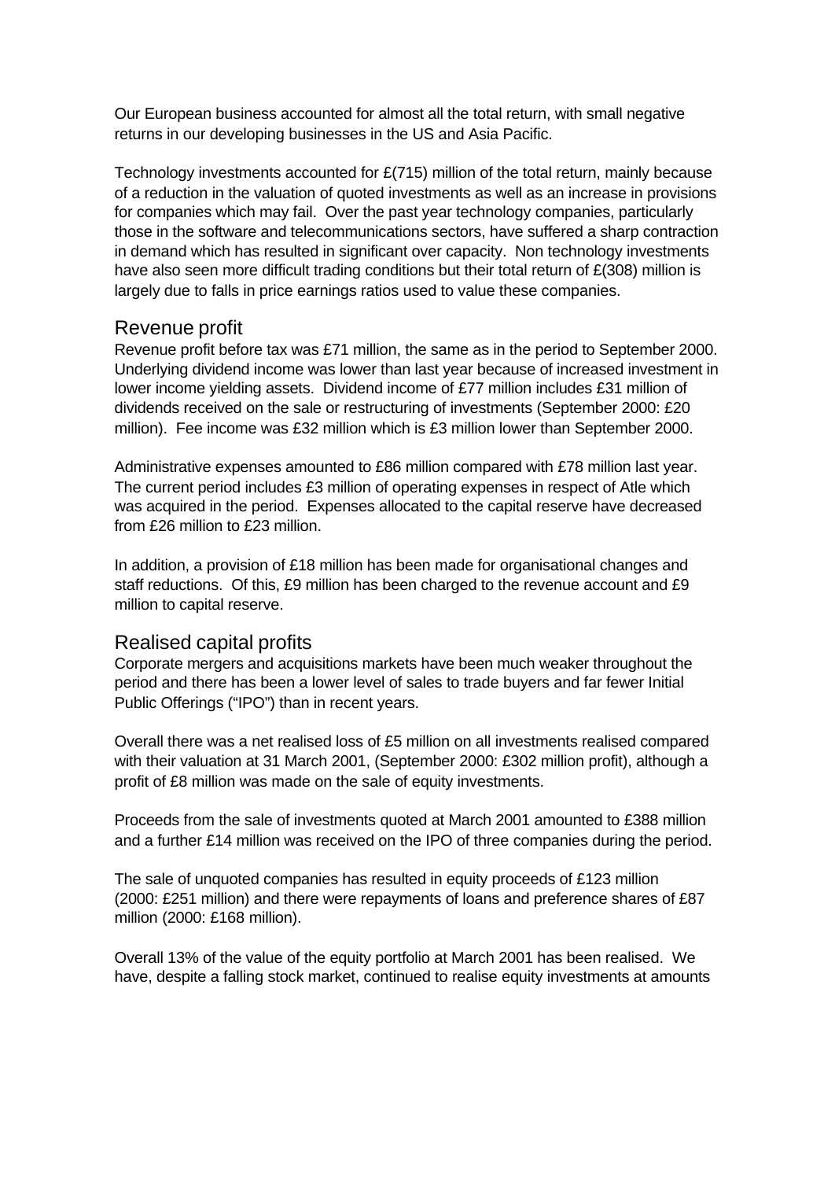Our European business accounted for almost all the total return, with small negative returns in our developing businesses in the US and Asia Pacific.

Technology investments accounted for £(715) million of the total return, mainly because of a reduction in the valuation of quoted investments as well as an increase in provisions for companies which may fail. Over the past year technology companies, particularly those in the software and telecommunications sectors, have suffered a sharp contraction in demand which has resulted in significant over capacity. Non technology investments have also seen more difficult trading conditions but their total return of £(308) million is largely due to falls in price earnings ratios used to value these companies.

## Revenue profit

Revenue profit before tax was £71 million, the same as in the period to September 2000. Underlying dividend income was lower than last year because of increased investment in lower income yielding assets. Dividend income of £77 million includes £31 million of dividends received on the sale or restructuring of investments (September 2000: £20 million). Fee income was £32 million which is £3 million lower than September 2000.

Administrative expenses amounted to £86 million compared with £78 million last year. The current period includes £3 million of operating expenses in respect of Atle which was acquired in the period. Expenses allocated to the capital reserve have decreased from £26 million to £23 million.

In addition, a provision of £18 million has been made for organisational changes and staff reductions. Of this, £9 million has been charged to the revenue account and £9 million to capital reserve.

## Realised capital profits

Corporate mergers and acquisitions markets have been much weaker throughout the period and there has been a lower level of sales to trade buyers and far fewer Initial Public Offerings ("IPO") than in recent years.

Overall there was a net realised loss of £5 million on all investments realised compared with their valuation at 31 March 2001, (September 2000: £302 million profit), although a profit of £8 million was made on the sale of equity investments.

Proceeds from the sale of investments quoted at March 2001 amounted to £388 million and a further £14 million was received on the IPO of three companies during the period.

The sale of unquoted companies has resulted in equity proceeds of £123 million (2000: £251 million) and there were repayments of loans and preference shares of £87 million (2000: £168 million).

Overall 13% of the value of the equity portfolio at March 2001 has been realised. We have, despite a falling stock market, continued to realise equity investments at amounts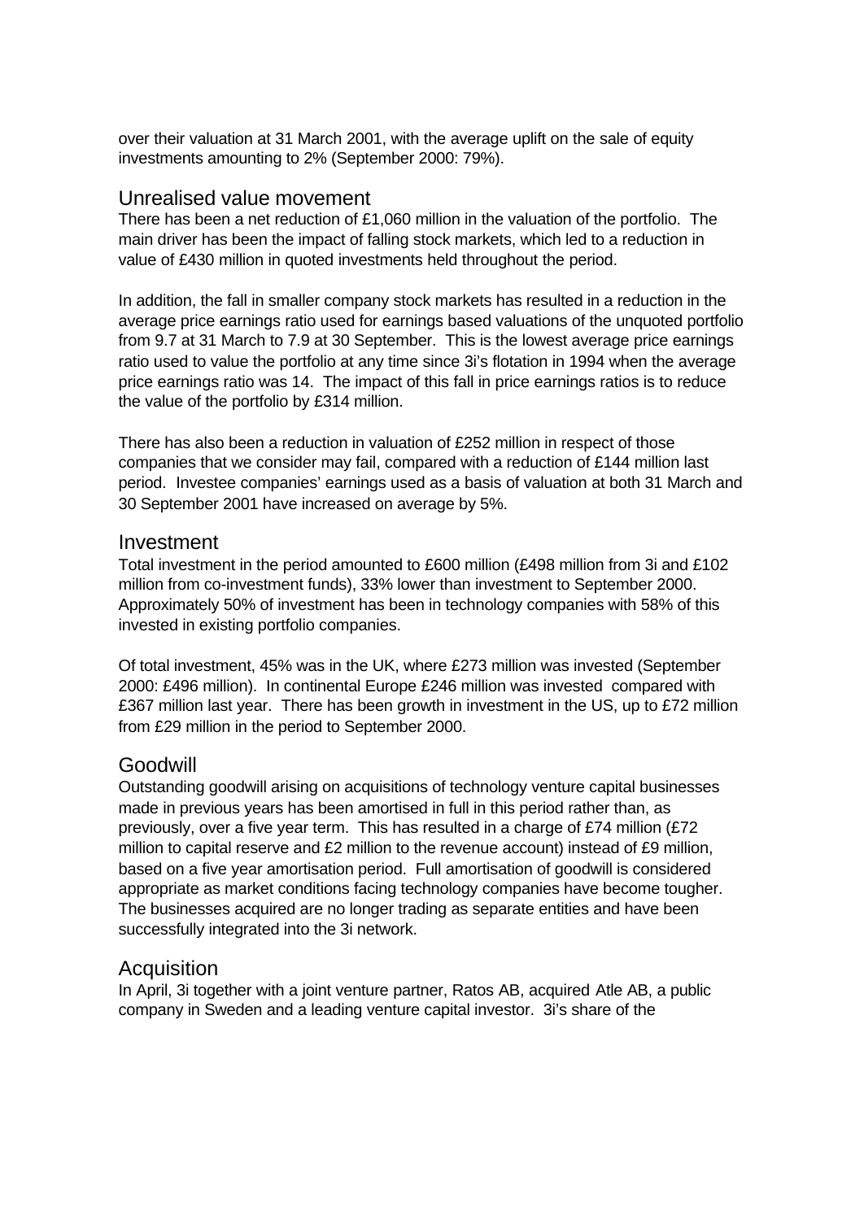over their valuation at 31 March 2001, with the average uplift on the sale of equity investments amounting to 2% (September 2000: 79%).

## Unrealised value movement

There has been a net reduction of £1,060 million in the valuation of the portfolio. The main driver has been the impact of falling stock markets, which led to a reduction in value of £430 million in quoted investments held throughout the period.

In addition, the fall in smaller company stock markets has resulted in a reduction in the average price earnings ratio used for earnings based valuations of the unquoted portfolio from 9.7 at 31 March to 7.9 at 30 September. This is the lowest average price earnings ratio used to value the portfolio at any time since 3i's flotation in 1994 when the average price earnings ratio was 14. The impact of this fall in price earnings ratios is to reduce the value of the portfolio by £314 million.

There has also been a reduction in valuation of £252 million in respect of those companies that we consider may fail, compared with a reduction of £144 million last period. Investee companies' earnings used as a basis of valuation at both 31 March and 30 September 2001 have increased on average by 5%.

## Investment

Total investment in the period amounted to £600 million (£498 million from 3i and £102 million from co-investment funds), 33% lower than investment to September 2000. Approximately 50% of investment has been in technology companies with 58% of this invested in existing portfolio companies.

Of total investment, 45% was in the UK, where £273 million was invested (September 2000: £496 million). In continental Europe £246 million was invested compared with £367 million last year. There has been growth in investment in the US, up to £72 million from £29 million in the period to September 2000.

## Goodwill

Outstanding goodwill arising on acquisitions of technology venture capital businesses made in previous years has been amortised in full in this period rather than, as previously, over a five year term. This has resulted in a charge of £74 million (£72 million to capital reserve and £2 million to the revenue account) instead of £9 million, based on a five year amortisation period. Full amortisation of goodwill is considered appropriate as market conditions facing technology companies have become tougher. The businesses acquired are no longer trading as separate entities and have been successfully integrated into the 3i network.

## Acquisition

In April, 3i together with a joint venture partner, Ratos AB, acquired Atle AB, a public company in Sweden and a leading venture capital investor. 3i's share of the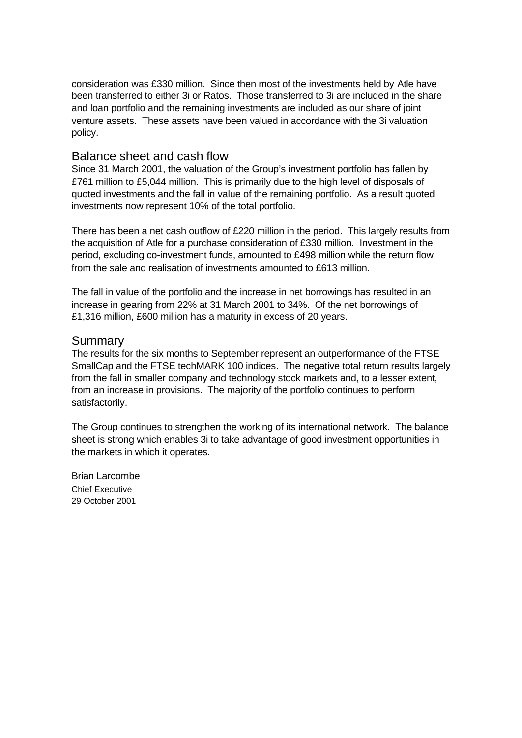consideration was £330 million. Since then most of the investments held by Atle have been transferred to either 3i or Ratos. Those transferred to 3i are included in the share and loan portfolio and the remaining investments are included as our share of joint venture assets. These assets have been valued in accordance with the 3i valuation policy.

## Balance sheet and cash flow

Since 31 March 2001, the valuation of the Group's investment portfolio has fallen by £761 million to £5,044 million. This is primarily due to the high level of disposals of quoted investments and the fall in value of the remaining portfolio. As a result quoted investments now represent 10% of the total portfolio.

There has been a net cash outflow of £220 million in the period. This largely results from the acquisition of Atle for a purchase consideration of £330 million. Investment in the period, excluding co-investment funds, amounted to £498 million while the return flow from the sale and realisation of investments amounted to £613 million.

The fall in value of the portfolio and the increase in net borrowings has resulted in an increase in gearing from 22% at 31 March 2001 to 34%. Of the net borrowings of £1,316 million, £600 million has a maturity in excess of 20 years.

## Summary

The results for the six months to September represent an outperformance of the FTSE SmallCap and the FTSE techMARK 100 indices. The negative total return results largely from the fall in smaller company and technology stock markets and, to a lesser extent, from an increase in provisions. The majority of the portfolio continues to perform satisfactorily.

The Group continues to strengthen the working of its international network. The balance sheet is strong which enables 3i to take advantage of good investment opportunities in the markets in which it operates.

Brian Larcombe
Chief Executive
29 October 2001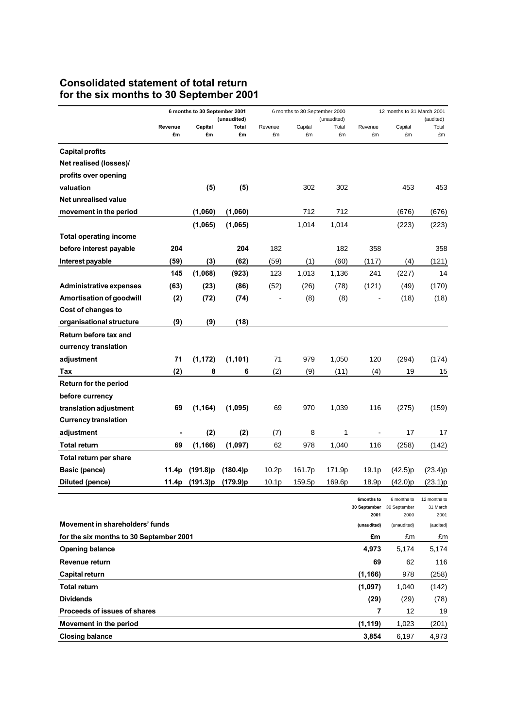## Consolidated statement of total return for the six months to 30 September 2001

| | 6 months to 30 September 2001 (unaudited) | | | 6 months to 30 September 2000 (unaudited) | | | 12 months to 31 March 2001 (audited) | | |
|---|---|---|---|---|---|---|---|---|---|
| | **Revenue £m** | **Capital £m** | **Total £m** | Revenue £m | Capital £m | Total £m | Revenue £m | Capital £m | Total £m |
| **Capital profits** | | | | | | | | | |
| **Net realised (losses)/ profits over opening valuation** | | **(5)** | **(5)** | | 302 | 302 | | 453 | 453 |
| **Net unrealised value movement in the period** | | **(1,060)** | **(1,060)** | | 712 | 712 | | (676) | (676) |
| | | **(1,065)** | **(1,065)** | | 1,014 | 1,014 | | (223) | (223) |
| **Total operating income before interest payable** | **204** | | **204** | 182 | | 182 | 358 | | 358 |
| **Interest payable** | **(59)** | **(3)** | **(62)** | (59) | (1) | (60) | (117) | (4) | (121) |
| | **145** | **(1,068)** | **(923)** | 123 | 1,013 | 1,136 | 241 | (227) | 14 |
| **Administrative expenses** | **(63)** | **(23)** | **(86)** | (52) | (26) | (78) | (121) | (49) | (170) |
| **Amortisation of goodwill** | **(2)** | **(72)** | **(74)** | - | (8) | (8) | - | (18) | (18) |
| **Cost of changes to organisational structure** | **(9)** | **(9)** | **(18)** | | | | | | |
| **Return before tax and currency translation adjustment** | **71** | **(1,172)** | **(1,101)** | 71 | 979 | 1,050 | 120 | (294) | (174) |
| **Tax** | **(2)** | **8** | **6** | (2) | (9) | (11) | (4) | 19 | 15 |
| **Return for the period before currency translation adjustment** | **69** | **(1,164)** | **(1,095)** | 69 | 970 | 1,039 | 116 | (275) | (159) |
| **Currency translation adjustment** | **-** | **(2)** | **(2)** | (7) | 8 | 1 | - | 17 | 17 |
| **Total return** | **69** | **(1,166)** | **(1,097)** | 62 | 978 | 1,040 | 116 | (258) | (142) |
| **Total return per share** | | | | | | | | | |
| **Basic (pence)** | **11.4p** | **(191.8)p** | **(180.4)p** | 10.2p | 161.7p | 171.9p | 19.1p | (42.5)p | (23.4)p |
| **Diluted (pence)** | **11.4p** | **(191.3)p** | **(179.9)p** | 10.1p | 159.5p | 169.6p | 18.9p | (42.0)p | (23.1)p |

| **Movement in shareholders' funds for the six months to 30 September 2001** | **6months to 30 September 2001 (unaudited) £m** | 6 months to 30 September 2000 (unaudited) £m | 12 months to 31 March 2001 (audited) £m |
|---|---|---|---|
| **Opening balance** | **4,973** | 5,174 | 5,174 |
| **Revenue return** | **69** | 62 | 116 |
| **Capital return** | **(1,166)** | 978 | (258) |
| **Total return** | **(1,097)** | 1,040 | (142) |
| **Dividends** | **(29)** | (29) | (78) |
| **Proceeds of issues of shares** | **7** | 12 | 19 |
| **Movement in the period** | **(1,119)** | 1,023 | (201) |
| **Closing balance** | **3,854** | 6,197 | 4,973 |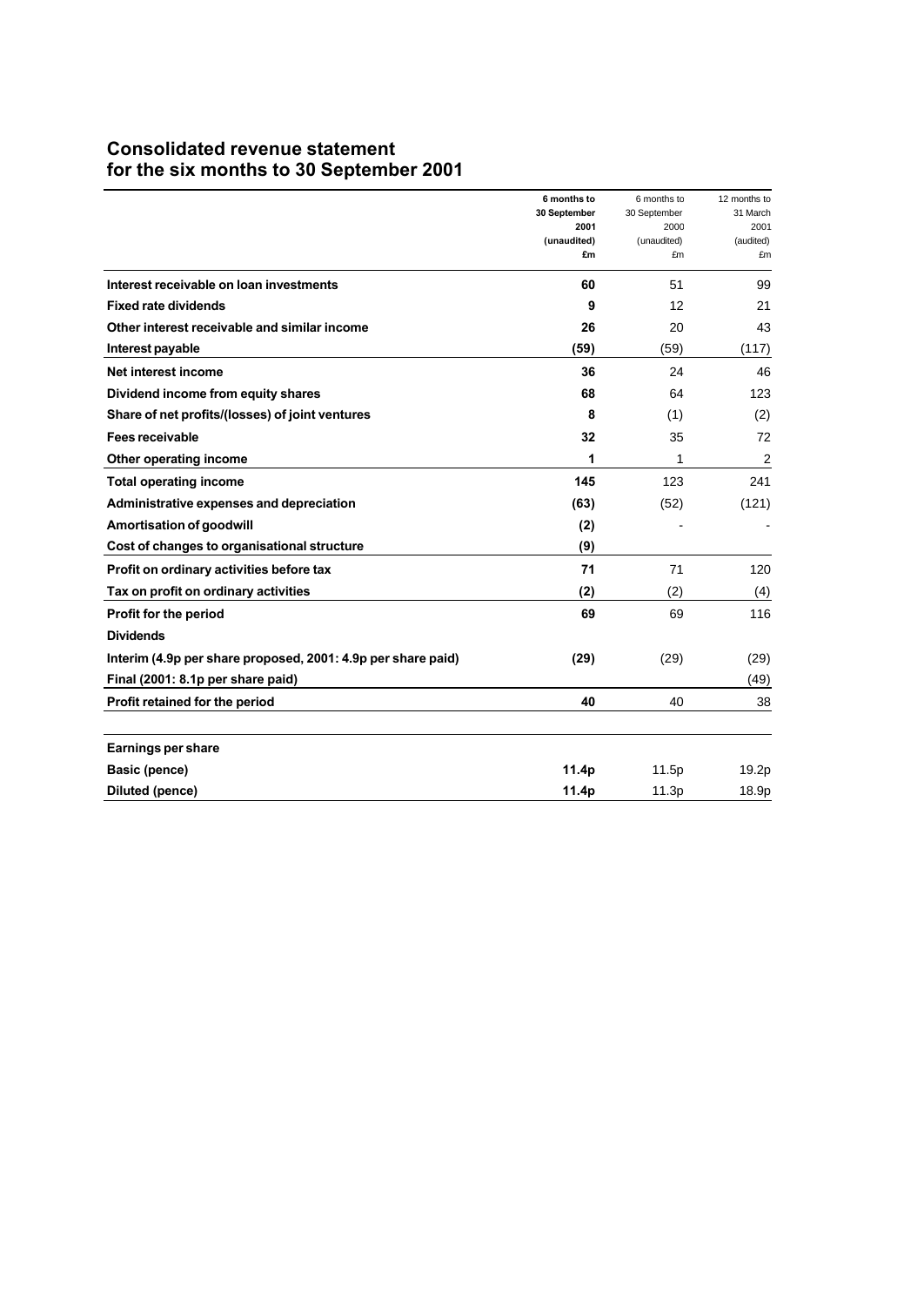# Consolidated revenue statement
# for the six months to 30 September 2001

| | 6 months to 30 September 2001 (unaudited) £m | 6 months to 30 September 2000 (unaudited) £m | 12 months to 31 March 2001 (audited) £m |
|---|---|---|---|
| **Interest receivable on loan investments** | **60** | 51 | 99 |
| **Fixed rate dividends** | **9** | 12 | 21 |
| **Other interest receivable and similar income** | **26** | 20 | 43 |
| **Interest payable** | **(59)** | (59) | (117) |
| **Net interest income** | **36** | 24 | 46 |
| **Dividend income from equity shares** | **68** | 64 | 123 |
| **Share of net profits/(losses) of joint ventures** | **8** | (1) | (2) |
| **Fees receivable** | **32** | 35 | 72 |
| **Other operating income** | **1** | 1 | 2 |
| **Total operating income** | **145** | 123 | 241 |
| **Administrative expenses and depreciation** | **(63)** | (52) | (121) |
| **Amortisation of goodwill** | **(2)** | - | - |
| **Cost of changes to organisational structure** | **(9)** | | |
| **Profit on ordinary activities before tax** | **71** | 71 | 120 |
| **Tax on profit on ordinary activities** | **(2)** | (2) | (4) |
| **Profit for the period** | **69** | 69 | 116 |
| **Dividends** | | | |
| **Interim (4.9p per share proposed, 2001: 4.9p per share paid)** | **(29)** | (29) | (29) |
| **Final (2001: 8.1p per share paid)** | | | (49) |
| **Profit retained for the period** | **40** | 40 | 38 |
| | | | |
| **Earnings per share** | | | |
| **Basic (pence)** | **11.4p** | 11.5p | 19.2p |
| **Diluted (pence)** | **11.4p** | 11.3p | 18.9p |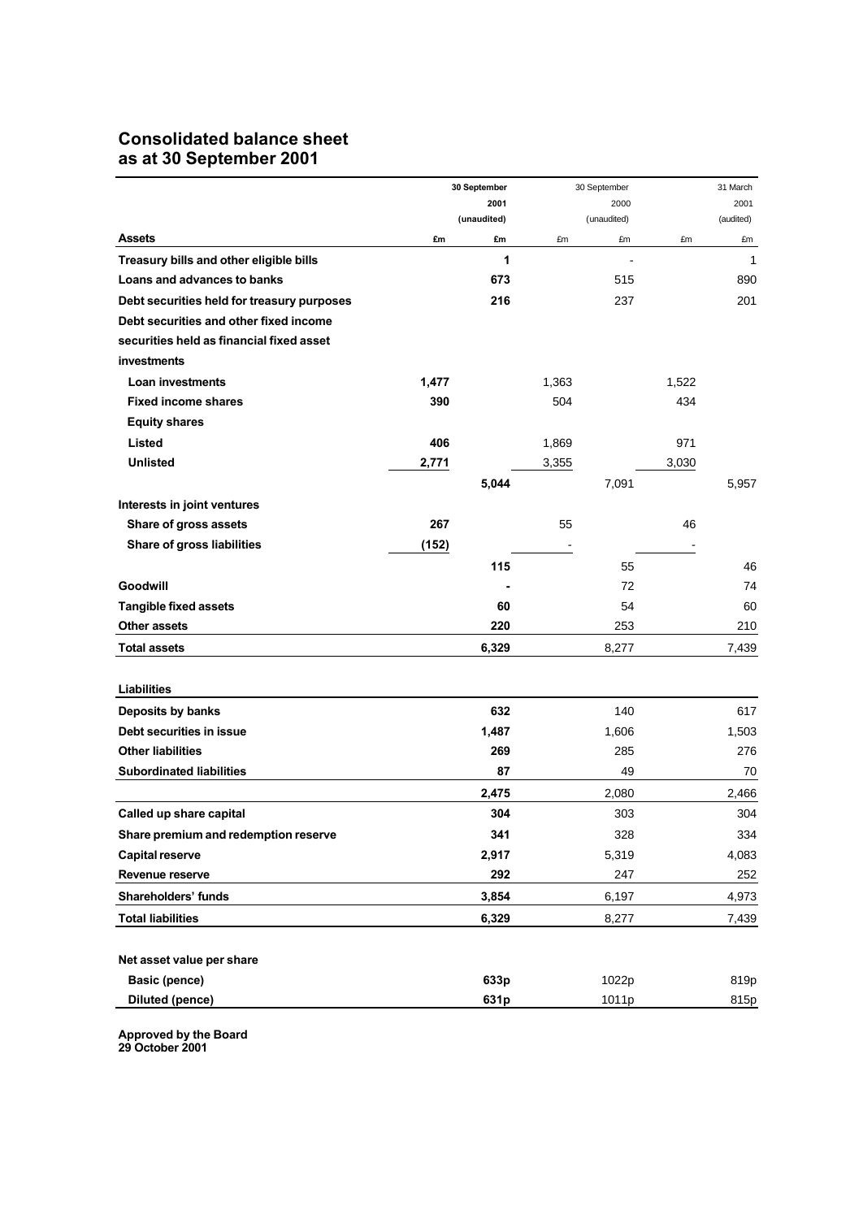# Consolidated balance sheet
# as at 30 September 2001

| | 30 September 2001 (unaudited) | | 30 September 2000 (unaudited) | | 31 March 2001 (audited) | |
|---|---|---|---|---|---|---|
| **Assets** | £m | £m | £m | £m | £m | £m |
| **Treasury bills and other eligible bills** | | **1** | | - | | 1 |
| **Loans and advances to banks** | | **673** | | 515 | | 890 |
| **Debt securities held for treasury purposes** | | **216** | | 237 | | 201 |
| **Debt securities and other fixed income securities held as financial fixed asset investments** | | | | | | |
| **Loan investments** | **1,477** | | 1,363 | | 1,522 | |
| **Fixed income shares** | **390** | | 504 | | 434 | |
| **Equity shares** | | | | | | |
| **Listed** | **406** | | 1,869 | | 971 | |
| **Unlisted** | **2,771** | | 3,355 | | 3,030 | |
| | | **5,044** | | 7,091 | | 5,957 |
| **Interests in joint ventures** | | | | | | |
| **Share of gross assets** | **267** | | 55 | | 46 | |
| **Share of gross liabilities** | **(152)** | | - | | - | |
| | | **115** | | 55 | | 46 |
| **Goodwill** | | **-** | | 72 | | 74 |
| **Tangible fixed assets** | | **60** | | 54 | | 60 |
| **Other assets** | | **220** | | 253 | | 210 |
| **Total assets** | | **6,329** | | 8,277 | | 7,439 |
| | | | | | | |
| **Liabilities** | | | | | | |
| **Deposits by banks** | | **632** | | 140 | | 617 |
| **Debt securities in issue** | | **1,487** | | 1,606 | | 1,503 |
| **Other liabilities** | | **269** | | 285 | | 276 |
| **Subordinated liabilities** | | **87** | | 49 | | 70 |
| | | **2,475** | | 2,080 | | 2,466 |
| **Called up share capital** | | **304** | | 303 | | 304 |
| **Share premium and redemption reserve** | | **341** | | 328 | | 334 |
| **Capital reserve** | | **2,917** | | 5,319 | | 4,083 |
| **Revenue reserve** | | **292** | | 247 | | 252 |
| **Shareholders' funds** | | **3,854** | | 6,197 | | 4,973 |
| **Total liabilities** | | **6,329** | | 8,277 | | 7,439 |
| | | | | | | |
| **Net asset value per share** | | | | | | |
| **Basic (pence)** | | **633p** | | 1022p | | 819p |
| **Diluted (pence)** | | **631p** | | 1011p | | 815p |

**Approved by the Board**
**29 October 2001**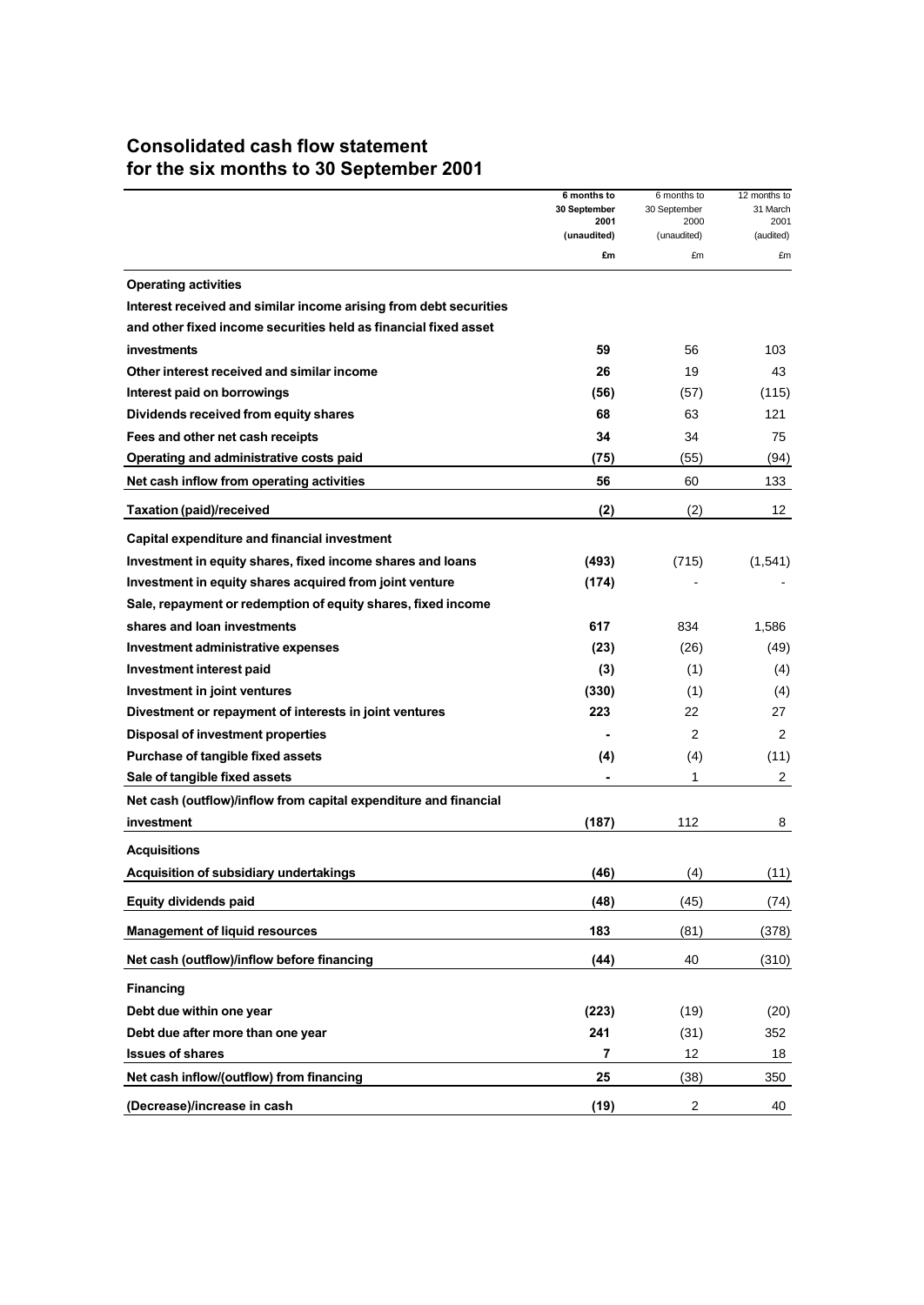# Consolidated cash flow statement
## for the six months to 30 September 2001

| | 6 months to 30 September 2001 (unaudited) | 6 months to 30 September 2000 (unaudited) | 12 months to 31 March 2001 (audited) |
|---|---|---|---|
| | £m | £m | £m |
| **Operating activities** | | | |
| **Interest received and similar income arising from debt securities and other fixed income securities held as financial fixed asset investments** | **59** | 56 | 103 |
| **Other interest received and similar income** | **26** | 19 | 43 |
| **Interest paid on borrowings** | **(56)** | (57) | (115) |
| **Dividends received from equity shares** | **68** | 63 | 121 |
| **Fees and other net cash receipts** | **34** | 34 | 75 |
| **Operating and administrative costs paid** | **(75)** | (55) | (94) |
| **Net cash inflow from operating activities** | **56** | 60 | 133 |
| **Taxation (paid)/received** | **(2)** | (2) | 12 |
| **Capital expenditure and financial investment** | | | |
| **Investment in equity shares, fixed income shares and loans** | **(493)** | (715) | (1,541) |
| **Investment in equity shares acquired from joint venture** | **(174)** | - | - |
| **Sale, repayment or redemption of equity shares, fixed income shares and loan investments** | **617** | 834 | 1,586 |
| **Investment administrative expenses** | **(23)** | (26) | (49) |
| **Investment interest paid** | **(3)** | (1) | (4) |
| **Investment in joint ventures** | **(330)** | (1) | (4) |
| **Divestment or repayment of interests in joint ventures** | **223** | 22 | 27 |
| **Disposal of investment properties** | **-** | 2 | 2 |
| **Purchase of tangible fixed assets** | **(4)** | (4) | (11) |
| **Sale of tangible fixed assets** | **-** | 1 | 2 |
| **Net cash (outflow)/inflow from capital expenditure and financial investment** | **(187)** | 112 | 8 |
| **Acquisitions** | | | |
| **Acquisition of subsidiary undertakings** | **(46)** | (4) | (11) |
| **Equity dividends paid** | **(48)** | (45) | (74) |
| **Management of liquid resources** | **183** | (81) | (378) |
| **Net cash (outflow)/inflow before financing** | **(44)** | 40 | (310) |
| **Financing** | | | |
| **Debt due within one year** | **(223)** | (19) | (20) |
| **Debt due after more than one year** | **241** | (31) | 352 |
| **Issues of shares** | **7** | 12 | 18 |
| **Net cash inflow/(outflow) from financing** | **25** | (38) | 350 |
| **(Decrease)/increase in cash** | **(19)** | 2 | 40 |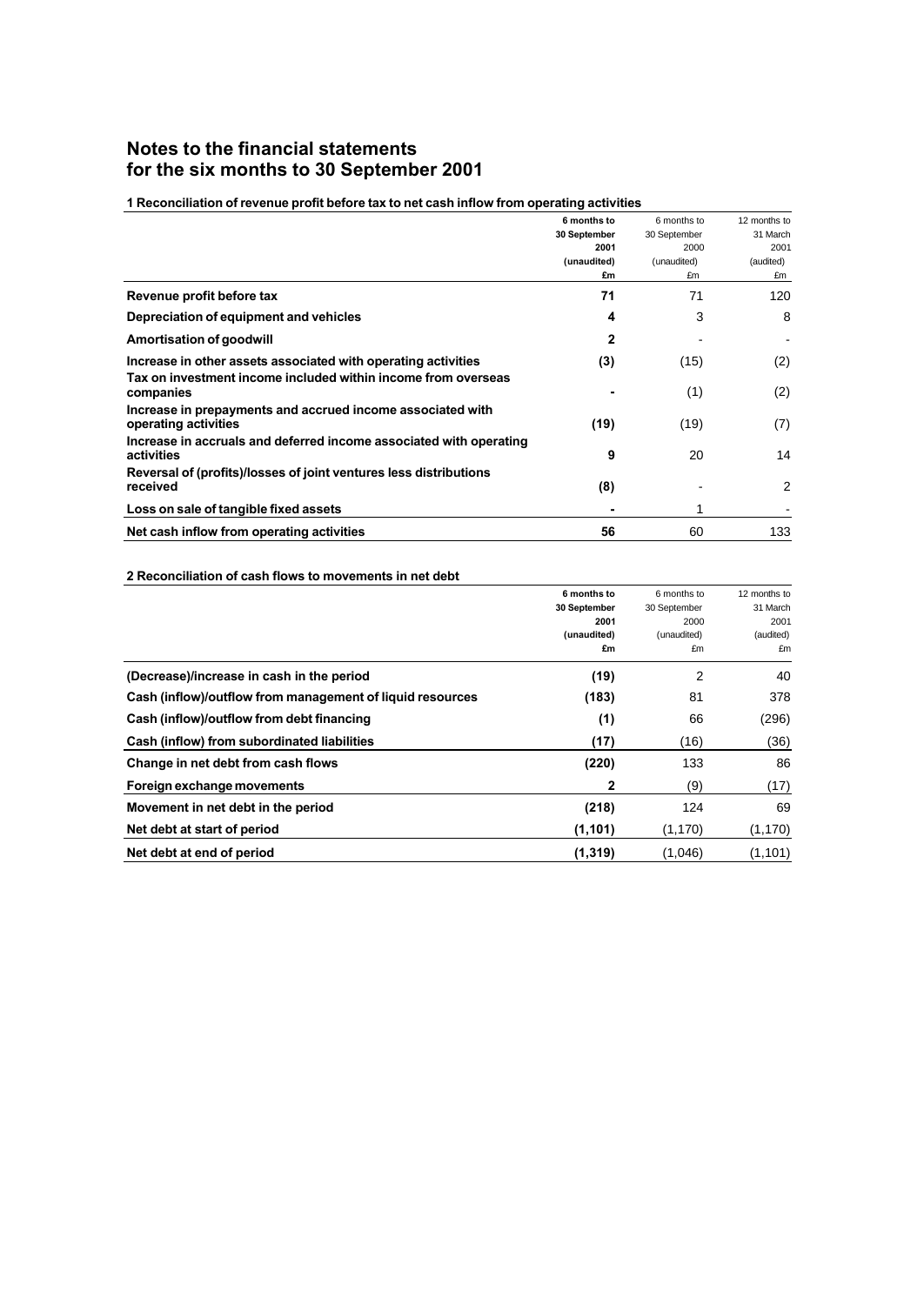# Notes to the financial statements
# for the six months to 30 September 2001

### 1 Reconciliation of revenue profit before tax to net cash inflow from operating activities

| | 6 months to 30 September 2001 (unaudited) £m | 6 months to 30 September 2000 (unaudited) £m | 12 months to 31 March 2001 (audited) £m |
|---|---|---|---|
| **Revenue profit before tax** | **71** | 71 | 120 |
| **Depreciation of equipment and vehicles** | **4** | 3 | 8 |
| **Amortisation of goodwill** | **2** | - | - |
| **Increase in other assets associated with operating activities** | **(3)** | (15) | (2) |
| **Tax on investment income included within income from overseas companies** | **-** | (1) | (2) |
| **Increase in prepayments and accrued income associated with operating activities** | **(19)** | (19) | (7) |
| **Increase in accruals and deferred income associated with operating activities** | **9** | 20 | 14 |
| **Reversal of (profits)/losses of joint ventures less distributions received** | **(8)** | - | 2 |
| **Loss on sale of tangible fixed assets** | **-** | 1 | - |
| **Net cash inflow from operating activities** | **56** | 60 | 133 |

### 2 Reconciliation of cash flows to movements in net debt

| | 6 months to 30 September 2001 (unaudited) £m | 6 months to 30 September 2000 (unaudited) £m | 12 months to 31 March 2001 (audited) £m |
|---|---|---|---|
| **(Decrease)/increase in cash in the period** | **(19)** | 2 | 40 |
| **Cash (inflow)/outflow from management of liquid resources** | **(183)** | 81 | 378 |
| **Cash (inflow)/outflow from debt financing** | **(1)** | 66 | (296) |
| **Cash (inflow) from subordinated liabilities** | **(17)** | (16) | (36) |
| **Change in net debt from cash flows** | **(220)** | 133 | 86 |
| **Foreign exchange movements** | **2** | (9) | (17) |
| **Movement in net debt in the period** | **(218)** | 124 | 69 |
| **Net debt at start of period** | **(1,101)** | (1,170) | (1,170) |
| **Net debt at end of period** | **(1,319)** | (1,046) | (1,101) |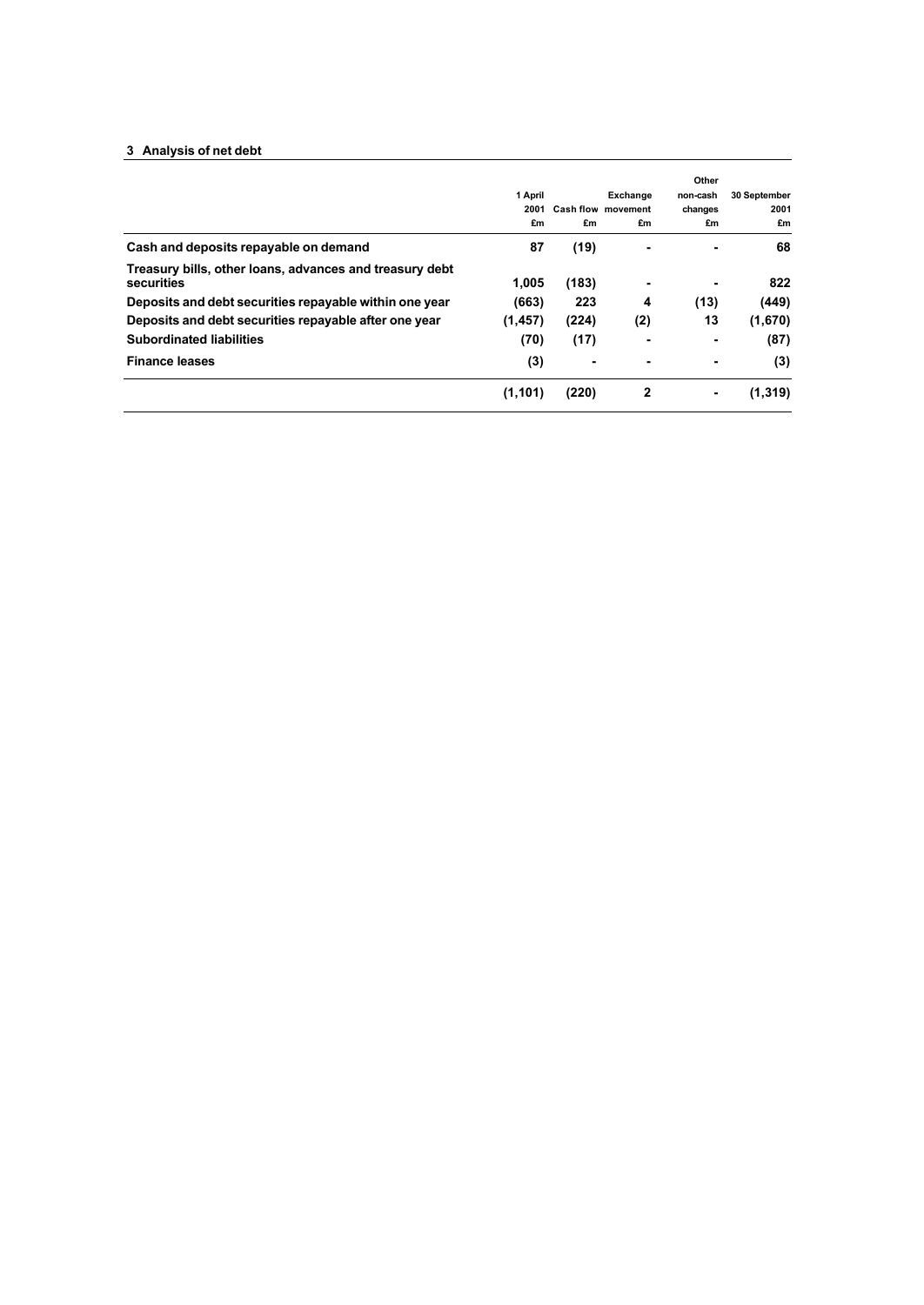### 3 Analysis of net debt

| | 1 April 2001 £m | Cash flow £m | Exchange movement £m | Other non-cash changes £m | 30 September 2001 £m |
|---|---|---|---|---|---|
| **Cash and deposits repayable on demand** | **87** | **(19)** | **-** | **-** | **68** |
| **Treasury bills, other loans, advances and treasury debt securities** | **1,005** | **(183)** | **-** | **-** | **822** |
| **Deposits and debt securities repayable within one year** | **(663)** | **223** | **4** | **(13)** | **(449)** |
| **Deposits and debt securities repayable after one year** | **(1,457)** | **(224)** | **(2)** | **13** | **(1,670)** |
| **Subordinated liabilities** | **(70)** | **(17)** | **-** | **-** | **(87)** |
| **Finance leases** | **(3)** | **-** | **-** | **-** | **(3)** |
| | **(1,101)** | **(220)** | **2** | **-** | **(1,319)** |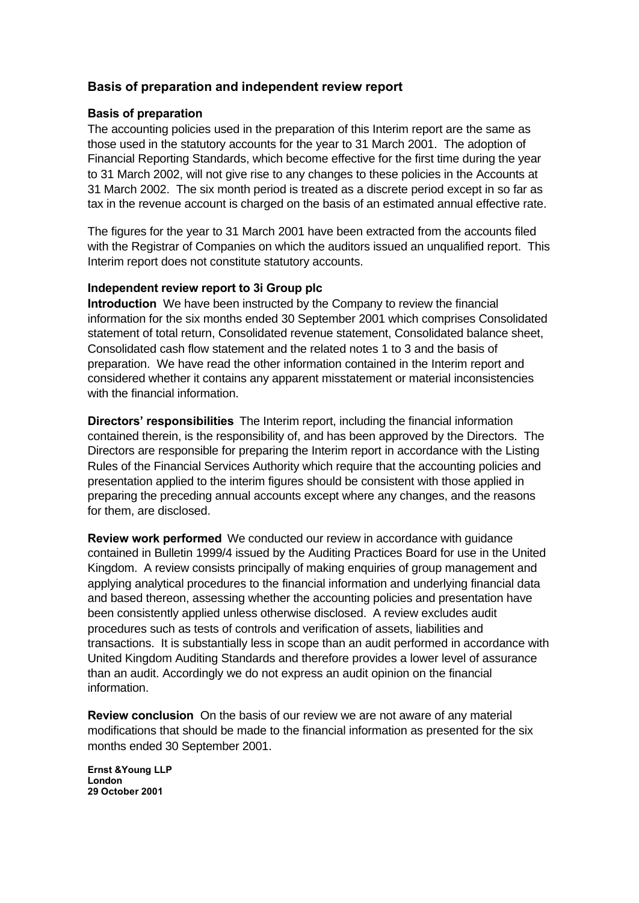## Basis of preparation and independent review report

### Basis of preparation

The accounting policies used in the preparation of this Interim report are the same as those used in the statutory accounts for the year to 31 March 2001. The adoption of Financial Reporting Standards, which become effective for the first time during the year to 31 March 2002, will not give rise to any changes to these policies in the Accounts at 31 March 2002. The six month period is treated as a discrete period except in so far as tax in the revenue account is charged on the basis of an estimated annual effective rate.

The figures for the year to 31 March 2001 have been extracted from the accounts filed with the Registrar of Companies on which the auditors issued an unqualified report. This Interim report does not constitute statutory accounts.

### Independent review report to 3i Group plc

**Introduction** We have been instructed by the Company to review the financial information for the six months ended 30 September 2001 which comprises Consolidated statement of total return, Consolidated revenue statement, Consolidated balance sheet, Consolidated cash flow statement and the related notes 1 to 3 and the basis of preparation. We have read the other information contained in the Interim report and considered whether it contains any apparent misstatement or material inconsistencies with the financial information.

**Directors' responsibilities** The Interim report, including the financial information contained therein, is the responsibility of, and has been approved by the Directors. The Directors are responsible for preparing the Interim report in accordance with the Listing Rules of the Financial Services Authority which require that the accounting policies and presentation applied to the interim figures should be consistent with those applied in preparing the preceding annual accounts except where any changes, and the reasons for them, are disclosed.

**Review work performed** We conducted our review in accordance with guidance contained in Bulletin 1999/4 issued by the Auditing Practices Board for use in the United Kingdom. A review consists principally of making enquiries of group management and applying analytical procedures to the financial information and underlying financial data and based thereon, assessing whether the accounting policies and presentation have been consistently applied unless otherwise disclosed. A review excludes audit procedures such as tests of controls and verification of assets, liabilities and transactions. It is substantially less in scope than an audit performed in accordance with United Kingdom Auditing Standards and therefore provides a lower level of assurance than an audit. Accordingly we do not express an audit opinion on the financial information.

**Review conclusion** On the basis of our review we are not aware of any material modifications that should be made to the financial information as presented for the six months ended 30 September 2001.

**Ernst &Young LLP**
**London**
**29 October 2001**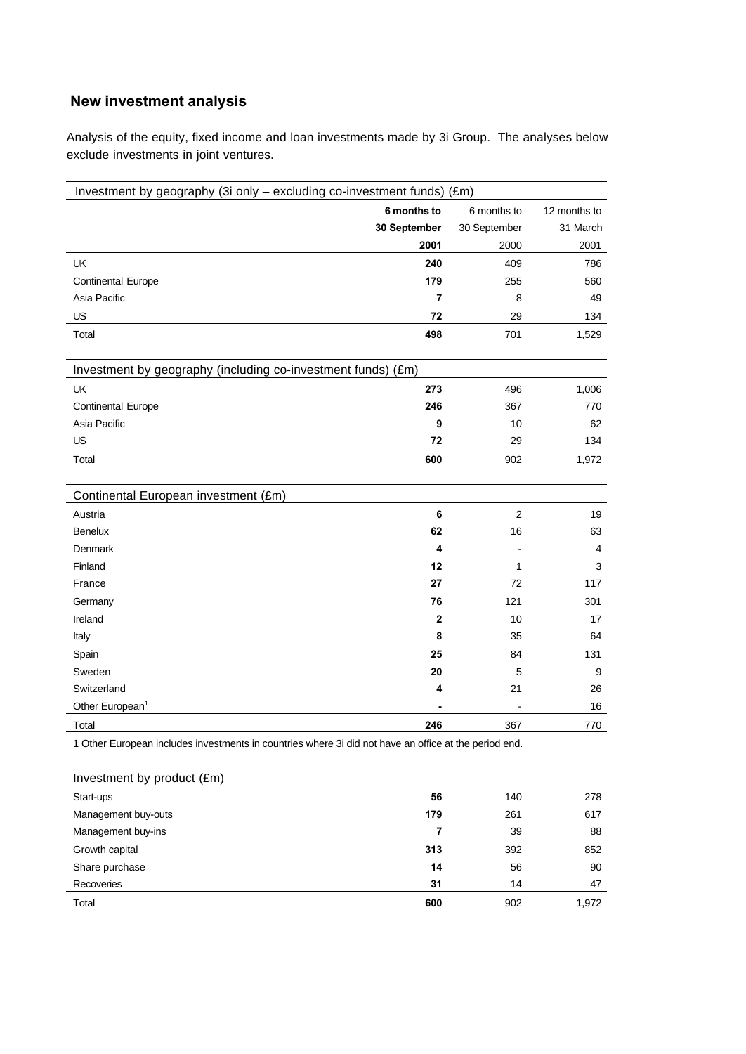## New investment analysis

Analysis of the equity, fixed income and loan investments made by 3i Group. The analyses below exclude investments in joint ventures.

| Investment by geography (3i only – excluding co-investment funds) (£m) | 6 months to 30 September 2001 | 6 months to 30 September 2000 | 12 months to 31 March 2001 |
|---|---|---|---|
| UK | **240** | 409 | 786 |
| Continental Europe | **179** | 255 | 560 |
| Asia Pacific | **7** | 8 | 49 |
| US | **72** | 29 | 134 |
| Total | **498** | 701 | 1,529 |

| Investment by geography (including co-investment funds) (£m) | 6 months to 30 September 2001 | 6 months to 30 September 2000 | 12 months to 31 March 2001 |
|---|---|---|---|
| UK | **273** | 496 | 1,006 |
| Continental Europe | **246** | 367 | 770 |
| Asia Pacific | **9** | 10 | 62 |
| US | **72** | 29 | 134 |
| Total | **600** | 902 | 1,972 |

| Continental European investment (£m) | 6 months to 30 September 2001 | 6 months to 30 September 2000 | 12 months to 31 March 2001 |
|---|---|---|---|
| Austria | **6** | 2 | 19 |
| Benelux | **62** | 16 | 63 |
| Denmark | **4** | - | 4 |
| Finland | **12** | 1 | 3 |
| France | **27** | 72 | 117 |
| Germany | **76** | 121 | 301 |
| Ireland | **2** | 10 | 17 |
| Italy | **8** | 35 | 64 |
| Spain | **25** | 84 | 131 |
| Sweden | **20** | 5 | 9 |
| Switzerland | **4** | 21 | 26 |
| Other European[1] | **-** | - | 16 |
| Total | **246** | 367 | 770 |

1 Other European includes investments in countries where 3i did not have an office at the period end.

| Investment by product (£m) | 6 months to 30 September 2001 | 6 months to 30 September 2000 | 12 months to 31 March 2001 |
|---|---|---|---|
| Start-ups | **56** | 140 | 278 |
| Management buy-outs | **179** | 261 | 617 |
| Management buy-ins | **7** | 39 | 88 |
| Growth capital | **313** | 392 | 852 |
| Share purchase | **14** | 56 | 90 |
| Recoveries | **31** | 14 | 47 |
| Total | **600** | 902 | 1,972 |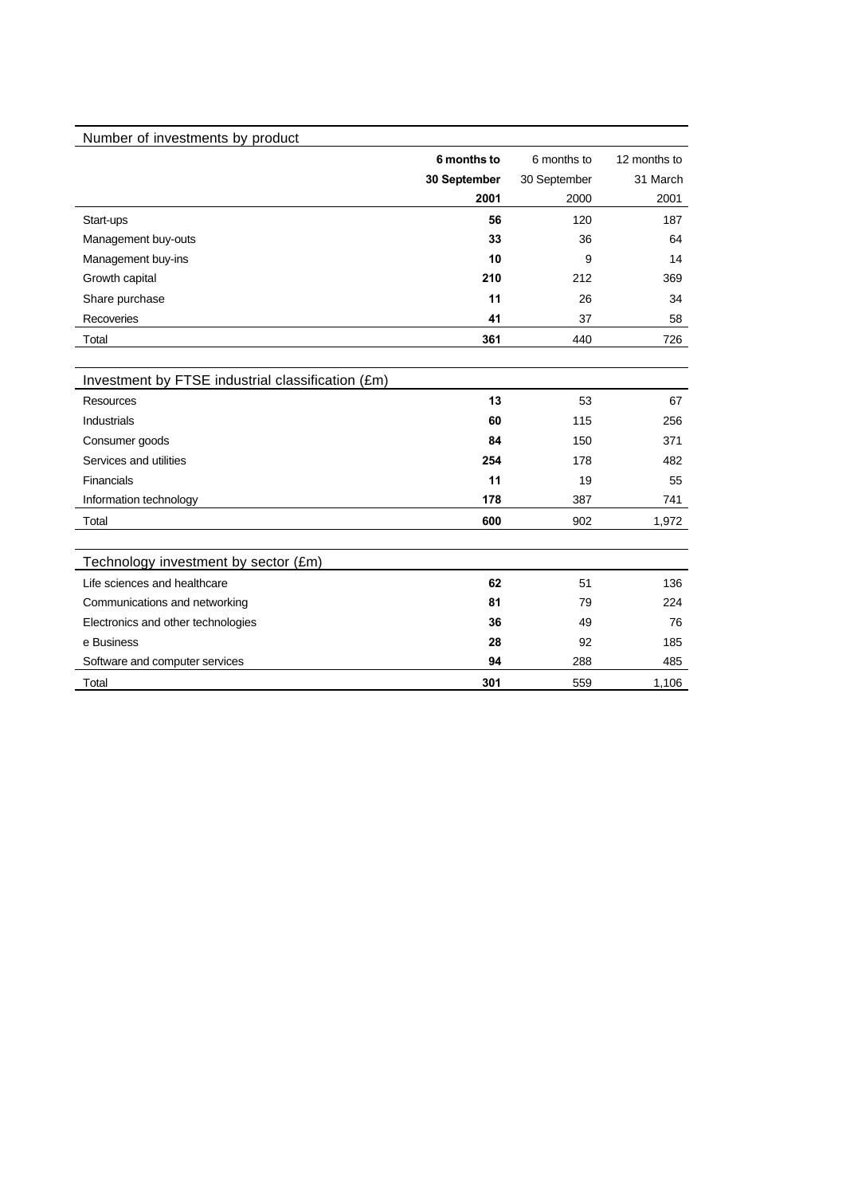| Number of investments by product | **6 months to 30 September 2001** | 6 months to 30 September 2000 | 12 months to 31 March 2001 |
|---|---|---|---|
| Start-ups | **56** | 120 | 187 |
| Management buy-outs | **33** | 36 | 64 |
| Management buy-ins | **10** | 9 | 14 |
| Growth capital | **210** | 212 | 369 |
| Share purchase | **11** | 26 | 34 |
| Recoveries | **41** | 37 | 58 |
| Total | **361** | 440 | 726 |

| Investment by FTSE industrial classification (£m) | | | |
|---|---|---|---|
| Resources | **13** | 53 | 67 |
| Industrials | **60** | 115 | 256 |
| Consumer goods | **84** | 150 | 371 |
| Services and utilities | **254** | 178 | 482 |
| Financials | **11** | 19 | 55 |
| Information technology | **178** | 387 | 741 |
| Total | **600** | 902 | 1,972 |

| Technology investment by sector (£m) | | | |
|---|---|---|---|
| Life sciences and healthcare | **62** | 51 | 136 |
| Communications and networking | **81** | 79 | 224 |
| Electronics and other technologies | **36** | 49 | 76 |
| e Business | **28** | 92 | 185 |
| Software and computer services | **94** | 288 | 485 |
| Total | **301** | 559 | 1,106 |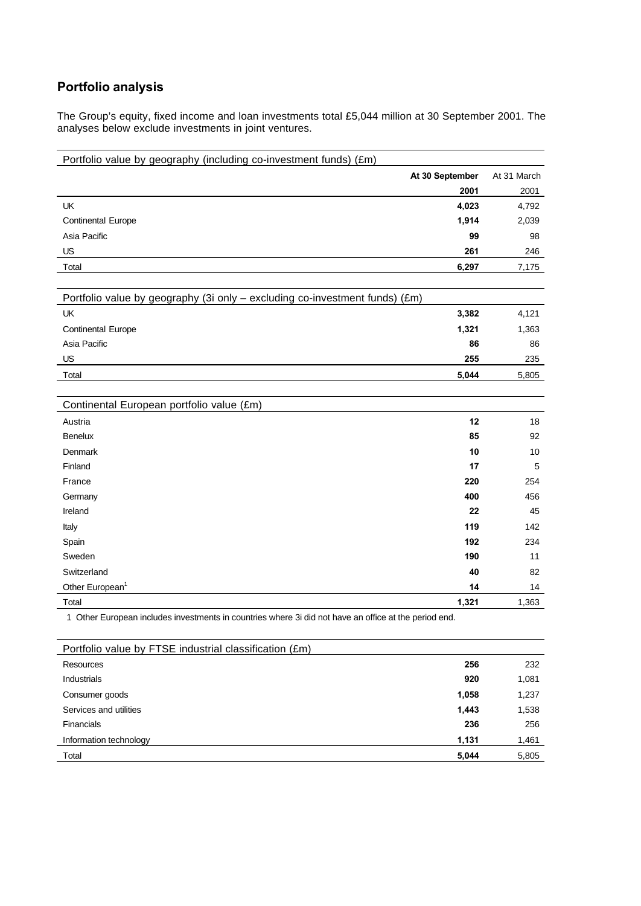## Portfolio analysis

The Group's equity, fixed income and loan investments total £5,044 million at 30 September 2001. The analyses below exclude investments in joint ventures.

| Portfolio value by geography (including co-investment funds) (£m) | At 30 September 2001 | At 31 March 2001 |
|---|---|---|
| UK | **4,023** | 4,792 |
| Continental Europe | **1,914** | 2,039 |
| Asia Pacific | **99** | 98 |
| US | **261** | 246 |
| Total | **6,297** | 7,175 |

| Portfolio value by geography (3i only – excluding co-investment funds) (£m) | At 30 September 2001 | At 31 March 2001 |
|---|---|---|
| UK | **3,382** | 4,121 |
| Continental Europe | **1,321** | 1,363 |
| Asia Pacific | **86** | 86 |
| US | **255** | 235 |
| Total | **5,044** | 5,805 |

| Continental European portfolio value (£m) | At 30 September 2001 | At 31 March 2001 |
|---|---|---|
| Austria | **12** | 18 |
| Benelux | **85** | 92 |
| Denmark | **10** | 10 |
| Finland | **17** | 5 |
| France | **220** | 254 |
| Germany | **400** | 456 |
| Ireland | **22** | 45 |
| Italy | **119** | 142 |
| Spain | **192** | 234 |
| Sweden | **190** | 11 |
| Switzerland | **40** | 82 |
| Other European[1] | **14** | 14 |
| Total | **1,321** | 1,363 |

1 Other European includes investments in countries where 3i did not have an office at the period end.

| Portfolio value by FTSE industrial classification (£m) | At 30 September 2001 | At 31 March 2001 |
|---|---|---|
| Resources | **256** | 232 |
| Industrials | **920** | 1,081 |
| Consumer goods | **1,058** | 1,237 |
| Services and utilities | **1,443** | 1,538 |
| Financials | **236** | 256 |
| Information technology | **1,131** | 1,461 |
| Total | **5,044** | 5,805 |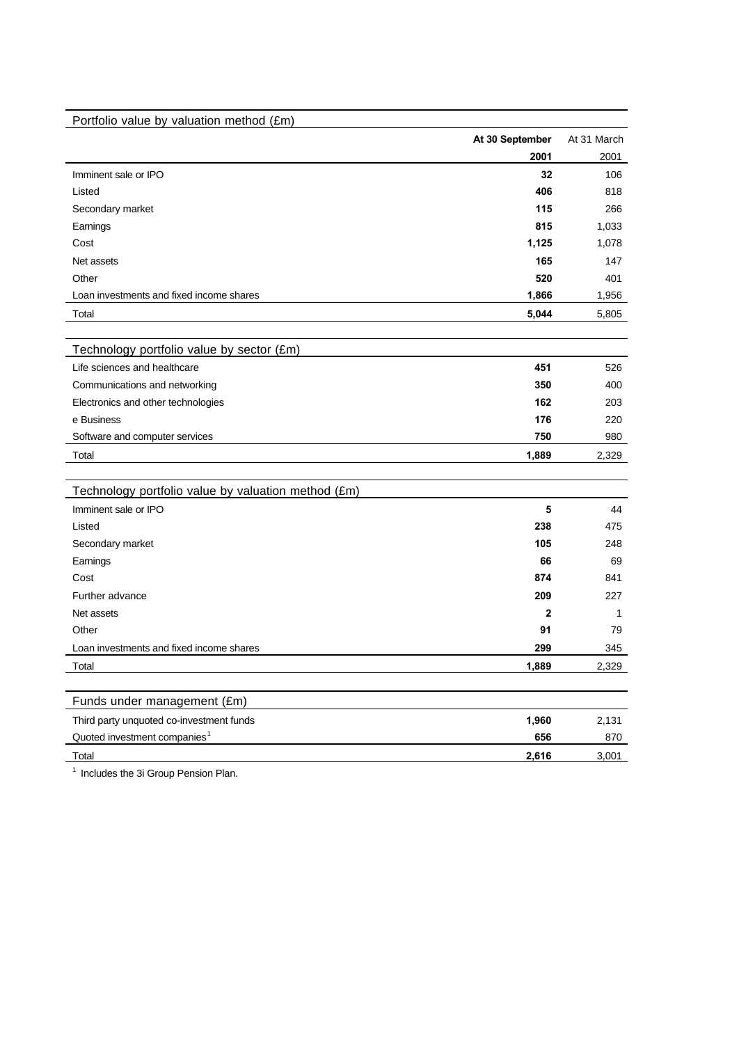### Portfolio value by valuation method (£m)

| | At 30 September 2001 | At 31 March 2001 |
|---|---|---|
| Imminent sale or IPO | **32** | 106 |
| Listed | **406** | 818 |
| Secondary market | **115** | 266 |
| Earnings | **815** | 1,033 |
| Cost | **1,125** | 1,078 |
| Net assets | **165** | 147 |
| Other | **520** | 401 |
| Loan investments and fixed income shares | **1,866** | 1,956 |
| Total | **5,044** | 5,805 |

### Technology portfolio value by sector (£m)

| | At 30 September 2001 | At 31 March 2001 |
|---|---|---|
| Life sciences and healthcare | **451** | 526 |
| Communications and networking | **350** | 400 |
| Electronics and other technologies | **162** | 203 |
| e Business | **176** | 220 |
| Software and computer services | **750** | 980 |
| Total | **1,889** | 2,329 |

### Technology portfolio value by valuation method (£m)

| | At 30 September 2001 | At 31 March 2001 |
|---|---|---|
| Imminent sale or IPO | **5** | 44 |
| Listed | **238** | 475 |
| Secondary market | **105** | 248 |
| Earnings | **66** | 69 |
| Cost | **874** | 841 |
| Further advance | **209** | 227 |
| Net assets | **2** | 1 |
| Other | **91** | 79 |
| Loan investments and fixed income shares | **299** | 345 |
| Total | **1,889** | 2,329 |

### Funds under management (£m)

| | At 30 September 2001 | At 31 March 2001 |
|---|---|---|
| Third party unquoted co-investment funds | **1,960** | 2,131 |
| Quoted investment companies[1] | **656** | 870 |
| Total | **2,616** | 3,001 |

[1] Includes the 3i Group Pension Plan.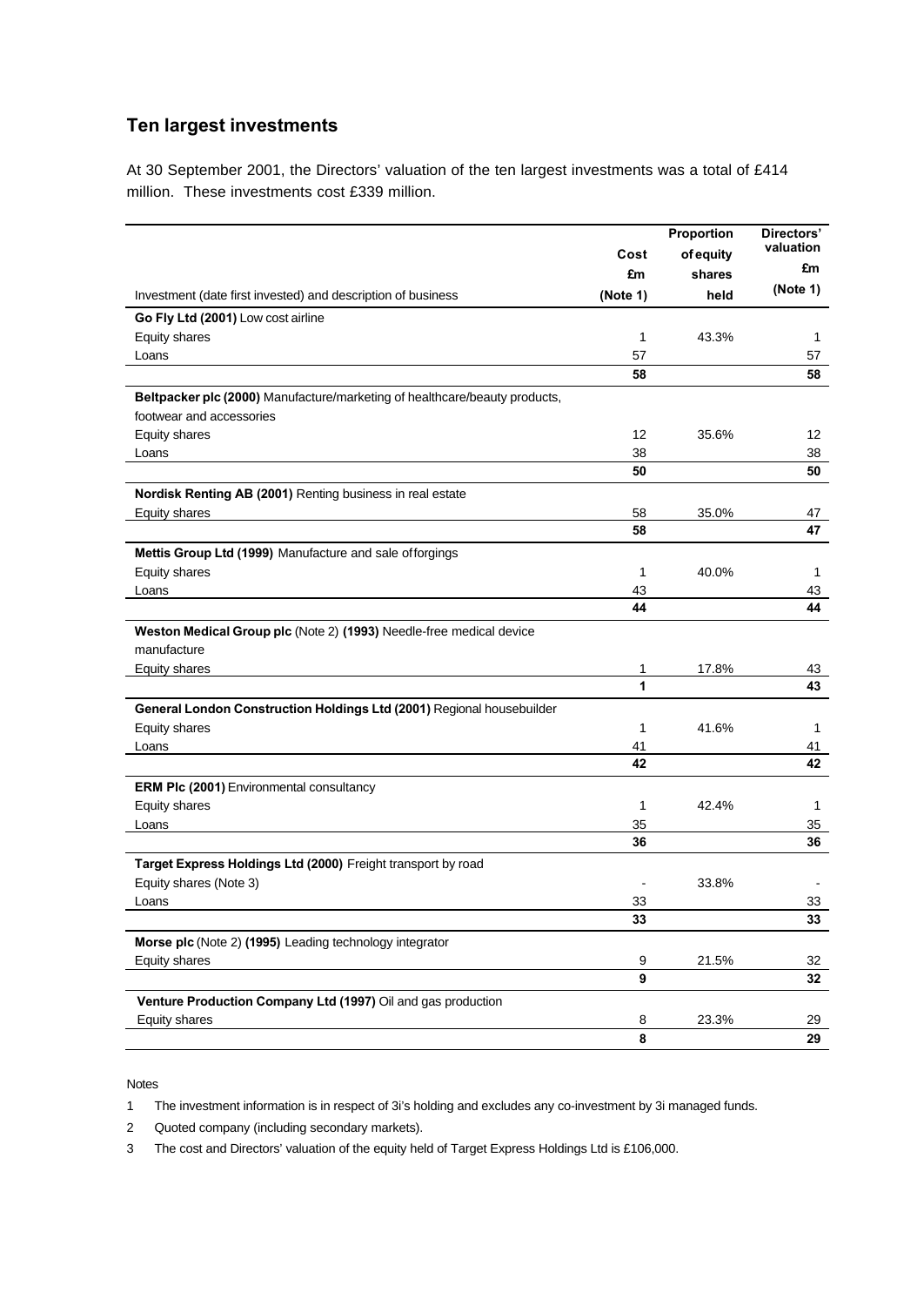## Ten largest investments

At 30 September 2001, the Directors' valuation of the ten largest investments was a total of £414 million. These investments cost £339 million.

| Investment (date first invested) and description of business | Cost £m (Note 1) | Proportion of equity shares held | Directors' valuation £m (Note 1) |
|---|---|---|---|
| **Go Fly Ltd (2001)** Low cost airline | | | |
| Equity shares | 1 | 43.3% | 1 |
| Loans | 57 | | 57 |
| | **58** | | **58** |
| **Beltpacker plc (2000)** Manufacture/marketing of healthcare/beauty products, footwear and accessories | | | |
| Equity shares | 12 | 35.6% | 12 |
| Loans | 38 | | 38 |
| | **50** | | **50** |
| **Nordisk Renting AB (2001)** Renting business in real estate | | | |
| Equity shares | 58 | 35.0% | 47 |
| | **58** | | **47** |
| **Mettis Group Ltd (1999)** Manufacture and sale of forgings | | | |
| Equity shares | 1 | 40.0% | 1 |
| Loans | 43 | | 43 |
| | **44** | | **44** |
| **Weston Medical Group plc** (Note 2) **(1993)** Needle-free medical device manufacture | | | |
| Equity shares | 1 | 17.8% | 43 |
| | **1** | | **43** |
| **General London Construction Holdings Ltd (2001)** Regional housebuilder | | | |
| Equity shares | 1 | 41.6% | 1 |
| Loans | 41 | | 41 |
| | **42** | | **42** |
| **ERM Plc (2001)** Environmental consultancy | | | |
| Equity shares | 1 | 42.4% | 1 |
| Loans | 35 | | 35 |
| | **36** | | **36** |
| **Target Express Holdings Ltd (2000)** Freight transport by road | | | |
| Equity shares (Note 3) | - | 33.8% | - |
| Loans | 33 | | 33 |
| | **33** | | **33** |
| **Morse plc** (Note 2) **(1995)** Leading technology integrator | | | |
| Equity shares | 9 | 21.5% | 32 |
| | **9** | | **32** |
| **Venture Production Company Ltd (1997)** Oil and gas production | | | |
| Equity shares | 8 | 23.3% | 29 |
| | **8** | | **29** |

Notes

1 The investment information is in respect of 3i's holding and excludes any co-investment by 3i managed funds.

2 Quoted company (including secondary markets).

3 The cost and Directors' valuation of the equity held of Target Express Holdings Ltd is £106,000.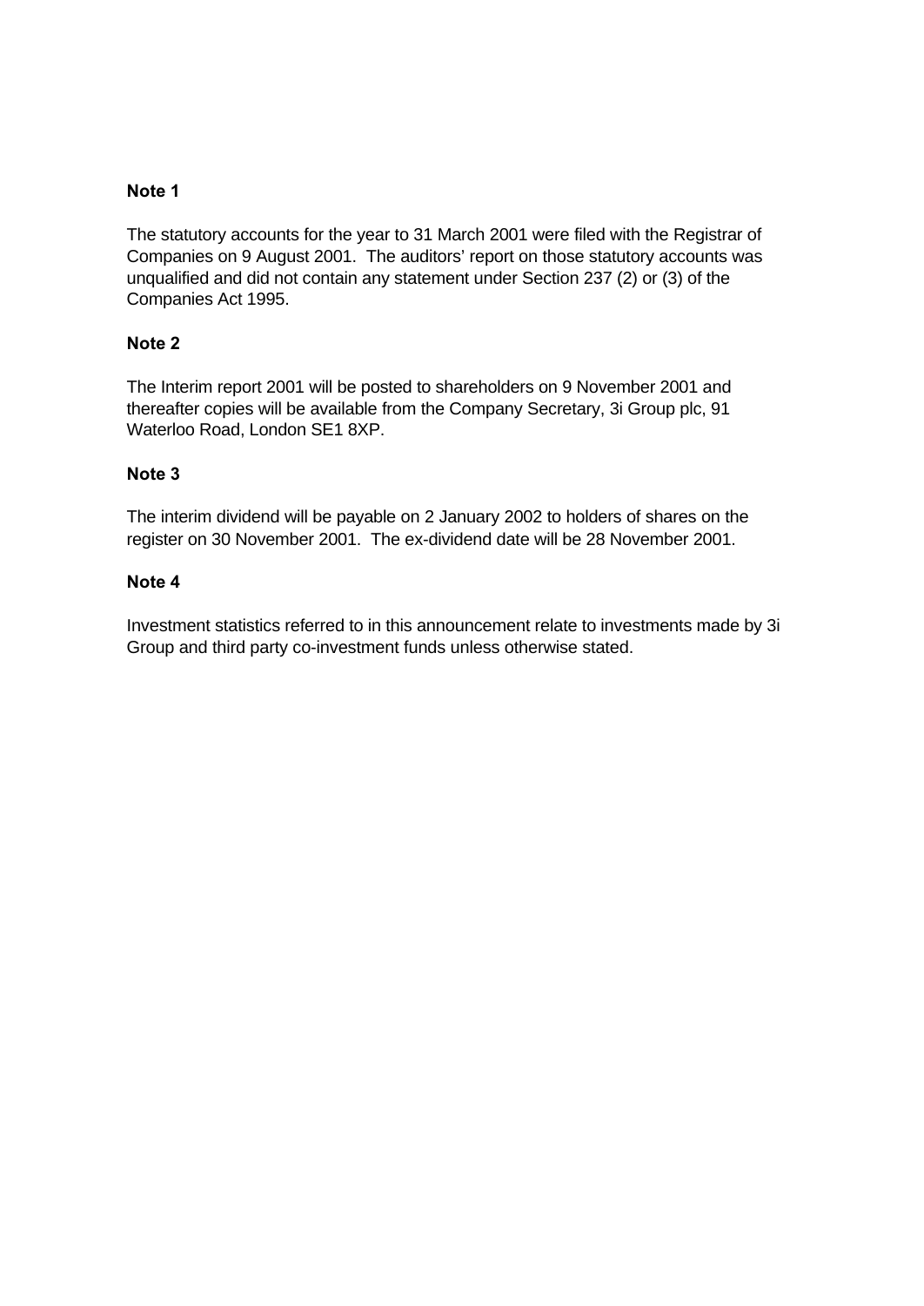**Note 1**

The statutory accounts for the year to 31 March 2001 were filed with the Registrar of Companies on 9 August 2001. The auditors' report on those statutory accounts was unqualified and did not contain any statement under Section 237 (2) or (3) of the Companies Act 1995.

**Note 2**

The Interim report 2001 will be posted to shareholders on 9 November 2001 and thereafter copies will be available from the Company Secretary, 3i Group plc, 91 Waterloo Road, London SE1 8XP.

**Note 3**

The interim dividend will be payable on 2 January 2002 to holders of shares on the register on 30 November 2001. The ex-dividend date will be 28 November 2001.

**Note 4**

Investment statistics referred to in this announcement relate to investments made by 3i Group and third party co-investment funds unless otherwise stated.